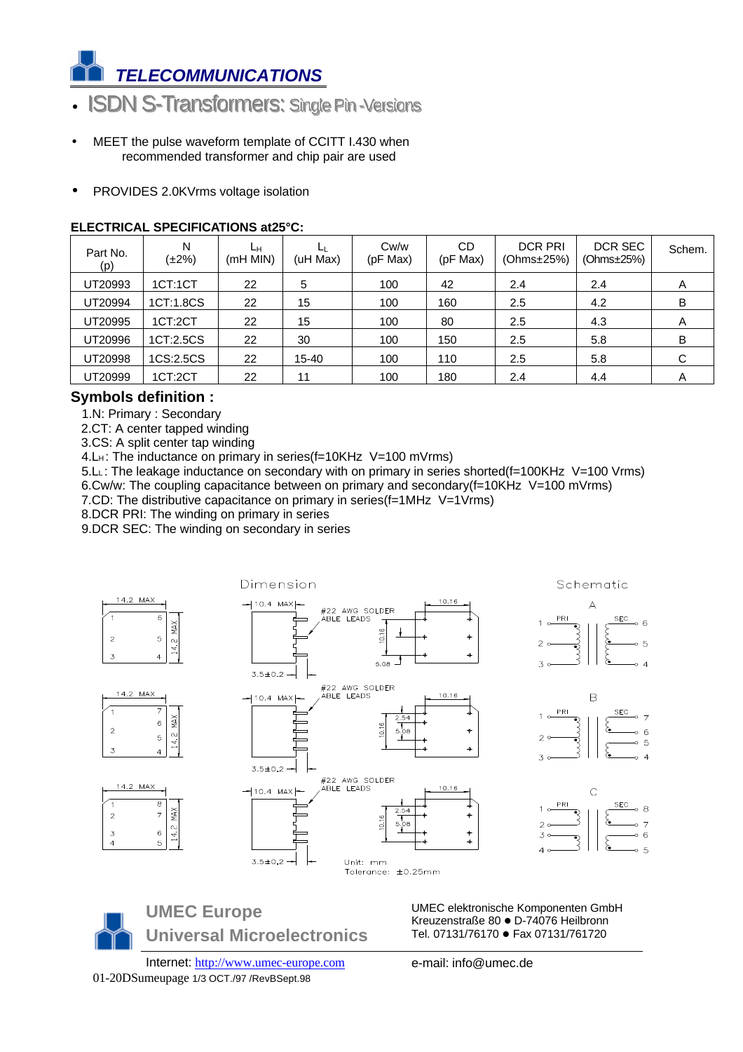# *TELECOMMUNICATIONS*

- ISDN S-Transformers: Single Pin-Versions

- MEET the pulse waveform template of CCITT I.430 when recommended transformer and chip pair are used

- PROVIDES 2.0KVrms voltage isolation

**ELECTRICAL SPECIFICATIONS at25°C:**

| Part No. (p) | N (±2%) | $L_H$ (mH MIN) | $L_L$ (uH Max) | Cw/w (pF Max) | CD (pF Max) | DCR PRI (Ohms±25%) | DCR SEC (Ohms±25%) | Schem. |
|---|---|---|---|---|---|---|---|---|
| UT20993 | 1CT:1CT | 22 | 5 | 100 | 42 | 2.4 | 2.4 | A |
| UT20994 | 1CT:1.8CS | 22 | 15 | 100 | 160 | 2.5 | 4.2 | B |
| UT20995 | 1CT:2CT | 22 | 15 | 100 | 80 | 2.5 | 4.3 | A |
| UT20996 | 1CT:2.5CS | 22 | 30 | 100 | 150 | 2.5 | 5.8 | B |
| UT20998 | 1CS:2.5CS | 22 | 15-40 | 100 | 110 | 2.5 | 5.8 | C |
| UT20999 | 1CT:2CT | 22 | 11 | 100 | 180 | 2.4 | 4.4 | A |

## Symbols definition :

1.N: Primary : Secondary
2.CT: A center tapped winding
3.CS: A split center tap winding
4.$L_H$: The inductance on primary in series(f=10KHz V=100 mVrms)
5.$L_L$: The leakage inductance on secondary with on primary in series shorted(f=100KHz V=100 Vrms)
6.Cw/w: The coupling capacitance between on primary and secondary(f=10KHz V=100 mVrms)
7.CD: The distributive capacitance on primary in series(f=1MHz V=1Vrms)
8.DCR PRI: The winding on primary in series
9.DCR SEC: The winding on secondary in series

Dimension

Schematic

14.2 MAX; 14.2 MAX; 10.4 MAX; #22 AWG SOLDER ABLE LEADS; 10.16; 5.08; 2.54; 3.5±0.2

A: PRI 1, 2, 3 — SEC 6, 5, 4

B: PRI 1, 2, 3 — SEC 7, 6, 5, 4

C: PRI 1, 2, 3, 4 — SEC 8, 7, 6, 5

Unit: mm
Tolerance: ±0.25mm

**UMEC Europe**
**Universal Microelectronics**

UMEC elektronische Komponenten GmbH
Kreuzenstraße 80 ● D-74076 Heilbronn
Tel. 07131/76170 ● Fax 07131/761720

Internet: http://www.umec-europe.com

e-mail: info@umec.de

01-20DSumeupage 1/3 OCT./97 /RevBSept.98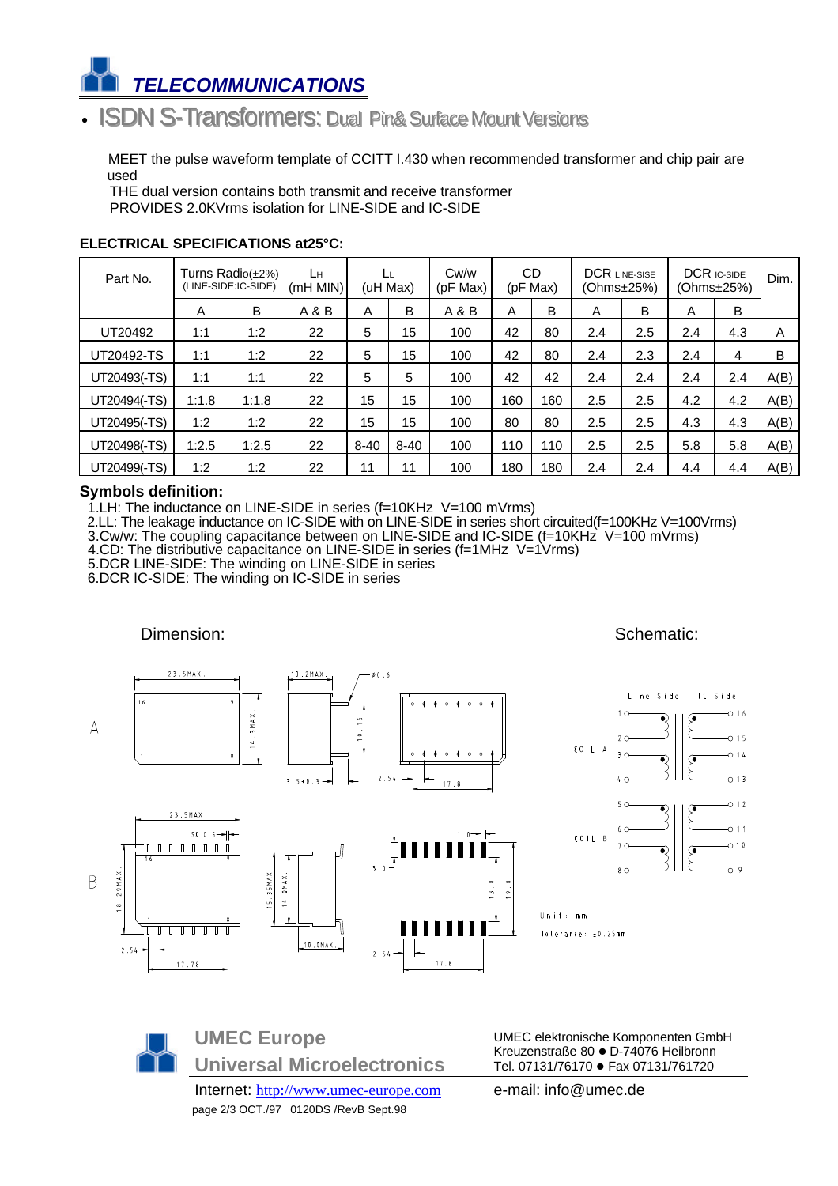# *TELECOMMUNICATIONS*

## • ISDN S-Transformers: Dual Pin& Surface Mount Versions

MEET the pulse waveform template of CCITT I.430 when recommended transformer and chip pair are used

THE dual version contains both transmit and receive transformer

PROVIDES 2.0KVrms isolation for LINE-SIDE and IC-SIDE

**ELECTRICAL SPECIFICATIONS at25°C:**

| Part No. | Turns Radio(±2%) (LINE-SIDE:IC-SIDE) | | $L_H$ (mH MIN) | $L_L$ (uH Max) | | Cw/w (pF Max) | CD (pF Max) | | DCR LINE-SISE (Ohms±25%) | | DCR IC-SIDE (Ohms±25%) | | Dim. |
|---|---|---|---|---|---|---|---|---|---|---|---|---|---|
| | A | B | A & B | A | B | A & B | A | B | A | B | A | B | |
| UT20492 | 1:1 | 1:2 | 22 | 5 | 15 | 100 | 42 | 80 | 2.4 | 2.5 | 2.4 | 4.3 | A |
| UT20492-TS | 1:1 | 1:2 | 22 | 5 | 15 | 100 | 42 | 80 | 2.4 | 2.3 | 2.4 | 4 | B |
| UT20493(-TS) | 1:1 | 1:1 | 22 | 5 | 5 | 100 | 42 | 42 | 2.4 | 2.4 | 2.4 | 2.4 | A(B) |
| UT20494(-TS) | 1:1.8 | 1:1.8 | 22 | 15 | 15 | 100 | 160 | 160 | 2.5 | 2.5 | 4.2 | 4.2 | A(B) |
| UT20495(-TS) | 1:2 | 1:2 | 22 | 15 | 15 | 100 | 80 | 80 | 2.5 | 2.5 | 4.3 | 4.3 | A(B) |
| UT20498(-TS) | 1:2.5 | 1:2.5 | 22 | 8-40 | 8-40 | 100 | 110 | 110 | 2.5 | 2.5 | 5.8 | 5.8 | A(B) |
| UT20499(-TS) | 1:2 | 1:2 | 22 | 11 | 11 | 100 | 180 | 180 | 2.4 | 2.4 | 4.4 | 4.4 | A(B) |

**Symbols definition:**

1.LH: The inductance on LINE-SIDE in series (f=10KHz V=100 mVrms)
2.LL: The leakage inductance on IC-SIDE with on LINE-SIDE in series short circuited(f=100KHz V=100Vrms)
3.Cw/w: The coupling capacitance between on LINE-SIDE and IC-SIDE (f=10KHz V=100 mVrms)
4.CD: The distributive capacitance on LINE-SIDE in series (f=1MHz V=1Vrms)
5.DCR LINE-SIDE: The winding on LINE-SIDE in series
6.DCR IC-SIDE: The winding on IC-SIDE in series

Dimension:

Schematic:

A: 23.5MAX, 14.3MAX, 10.2MAX, Ø0.6, 10.16, 3.5±0.3, 2.54, 17.8

B: 23.5MAX, 50.0.5, 18.29MAX, 2.54, 17.78, 15.95MAX, 14.0MAX, 10.0MAX, 1.0, 3.0, 13.0, 19.0, 2.54, 17.8

Line-Side IC-Side

COIL A: 1, 2, 3, 4 — 16, 15, 14, 13

COIL B: 5, 6, 7, 8 — 12, 11, 10, 9

Unit: mm

Tolerance: ±0.25mm

**UMEC Europe**
**Universal Microelectronics**

UMEC elektronische Komponenten GmbH
Kreuzenstraße 80 ● D-74076 Heilbronn
Tel. 07131/76170 ● Fax 07131/761720

Internet: http://www.umec-europe.com

e-mail: info@umec.de

page 2/3 OCT./97 0120DS /RevB Sept.98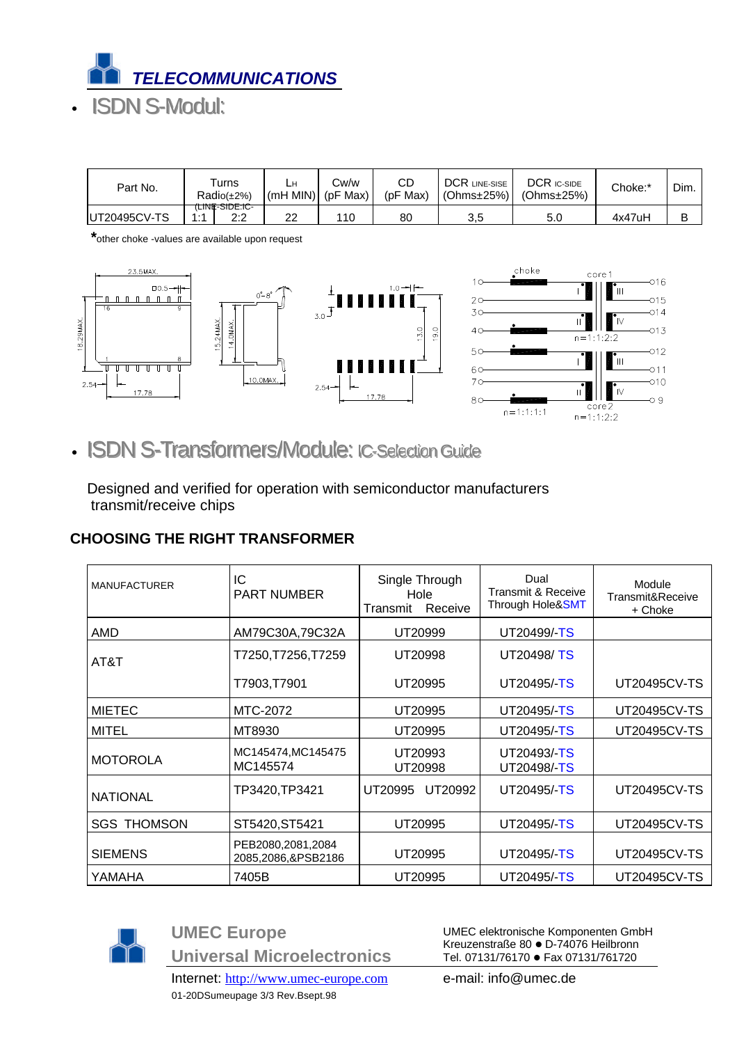# TELECOMMUNICATIONS

- ## ISDN S-Modul:

| Part No. | Turns Radio(±2%) (LINE-SIDE:IC-) | | $L_H$ (mH MIN) | Cw/w (pF Max) | CD (pF Max) | DCR LINE-SISE (Ohms±25%) | DCR IC-SIDE (Ohms±25%) | Choke:* | Dim. |
|---|---|---|---|---|---|---|---|---|---|
| UT20495CV-TS | 1:1 | 2:2 | 22 | 110 | 80 | 3,5 | 5.0 | 4x47uH | B |

*other choke -values are available upon request

23.5MAX.
□0.5
16
9
1
8
18.29MAX
2.54
17.78
0°-8°
15.24MAX.
14.0MAX.
10.0MAX.
1.0
3.0
13.0
19.0
2.54
17.78

choke
core1
1
2
3
4
5
6
7
8
16
15
14
13
12
11
10
9
I
II
III
IV
n=1:1:2:2
n=1:1:1:1
core2
n=1:1:2:2

- ## ISDN S-Transformers/Module: IC-Selection Guide

Designed and verified for operation with semiconductor manufacturers transmit/receive chips

### CHOOSING THE RIGHT TRANSFORMER

| MANUFACTURER | IC PART NUMBER | Single Through Hole Transmit Receive | Dual Transmit & Receive Through Hole&SMT | Module Transmit&Receive + Choke |
|---|---|---|---|---|
| AMD | AM79C30A,79C32A | UT20999 | UT20499/-TS | |
| AT&T | T7250,T7256,T7259 | UT20998 | UT20498/ TS | |
| | T7903,T7901 | UT20995 | UT20495/-TS | UT20495CV-TS |
| MIETEC | MTC-2072 | UT20995 | UT20495/-TS | UT20495CV-TS |
| MITEL | MT8930 | UT20995 | UT20495/-TS | UT20495CV-TS |
| MOTOROLA | MC145474,MC145475 MC145574 | UT20993 UT20998 | UT20493/-TS UT20498/-TS | |
| NATIONAL | TP3420,TP3421 | UT20995 UT20992 | UT20495/-TS | UT20495CV-TS |
| SGS THOMSON | ST5420,ST5421 | UT20995 | UT20495/-TS | UT20495CV-TS |
| SIEMENS | PEB2080,2081,2084 2085,2086,&PSB2186 | UT20995 | UT20495/-TS | UT20495CV-TS |
| YAMAHA | 7405B | UT20995 | UT20495/-TS | UT20495CV-TS |

**UMEC Europe**
**Universal Microelectronics**
Internet: http://www.umec-europe.com

UMEC elektronische Komponenten GmbH
Kreuzenstraße 80 ● D-74076 Heilbronn
Tel. 07131/76170 ● Fax 07131/761720
e-mail: info@umec.de

01-20DSumeupage 3/3 Rev.Bsept.98